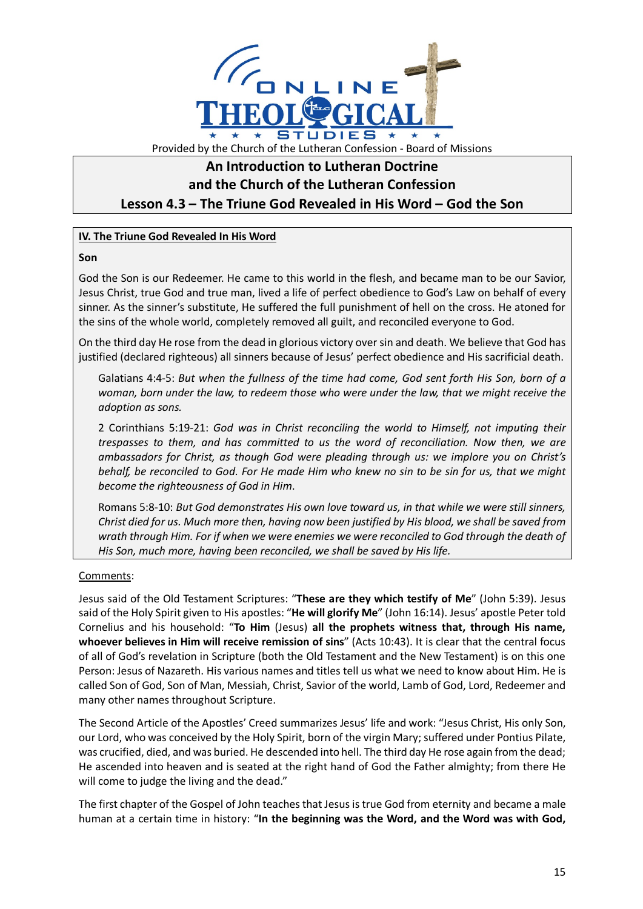Provided by the Church of the Lutheran Confession - Board of Missions

# An Introduction to Lutheran Doctrine and the Church of the Lutheran Confession

## Lesson 4.3 – The Triune God Revealed in His Word – God the Son

**IV. The Triune God Revealed In His Word**

**Son**

God the Son is our Redeemer. He came to this world in the flesh, and became man to be our Savior, Jesus Christ, true God and true man, lived a life of perfect obedience to God's Law on behalf of every sinner. As the sinner's substitute, He suffered the full punishment of hell on the cross. He atoned for the sins of the whole world, completely removed all guilt, and reconciled everyone to God.

On the third day He rose from the dead in glorious victory over sin and death. We believe that God has justified (declared righteous) all sinners because of Jesus' perfect obedience and His sacrificial death.

> Galatians 4:4-5: *But when the fullness of the time had come, God sent forth His Son, born of a woman, born under the law, to redeem those who were under the law, that we might receive the adoption as sons.*
>
> 2 Corinthians 5:19-21: *God was in Christ reconciling the world to Himself, not imputing their trespasses to them, and has committed to us the word of reconciliation. Now then, we are ambassadors for Christ, as though God were pleading through us: we implore you on Christ's behalf, be reconciled to God. For He made Him who knew no sin to be sin for us, that we might become the righteousness of God in Him.*
>
> Romans 5:8-10: *But God demonstrates His own love toward us, in that while we were still sinners, Christ died for us. Much more then, having now been justified by His blood, we shall be saved from wrath through Him. For if when we were enemies we were reconciled to God through the death of His Son, much more, having been reconciled, we shall be saved by His life.*

Comments:

Jesus said of the Old Testament Scriptures: "**These are they which testify of Me**" (John 5:39). Jesus said of the Holy Spirit given to His apostles: "**He will glorify Me**" (John 16:14). Jesus' apostle Peter told Cornelius and his household: "**To Him** (Jesus) **all the prophets witness that, through His name, whoever believes in Him will receive remission of sins**" (Acts 10:43). It is clear that the central focus of all of God's revelation in Scripture (both the Old Testament and the New Testament) is on this one Person: Jesus of Nazareth. His various names and titles tell us what we need to know about Him. He is called Son of God, Son of Man, Messiah, Christ, Savior of the world, Lamb of God, Lord, Redeemer and many other names throughout Scripture.

The Second Article of the Apostles' Creed summarizes Jesus' life and work: "Jesus Christ, His only Son, our Lord, who was conceived by the Holy Spirit, born of the virgin Mary; suffered under Pontius Pilate, was crucified, died, and was buried. He descended into hell. The third day He rose again from the dead; He ascended into heaven and is seated at the right hand of God the Father almighty; from there He will come to judge the living and the dead."

The first chapter of the Gospel of John teaches that Jesus is true God from eternity and became a male human at a certain time in history: "**In the beginning was the Word, and the Word was with God,**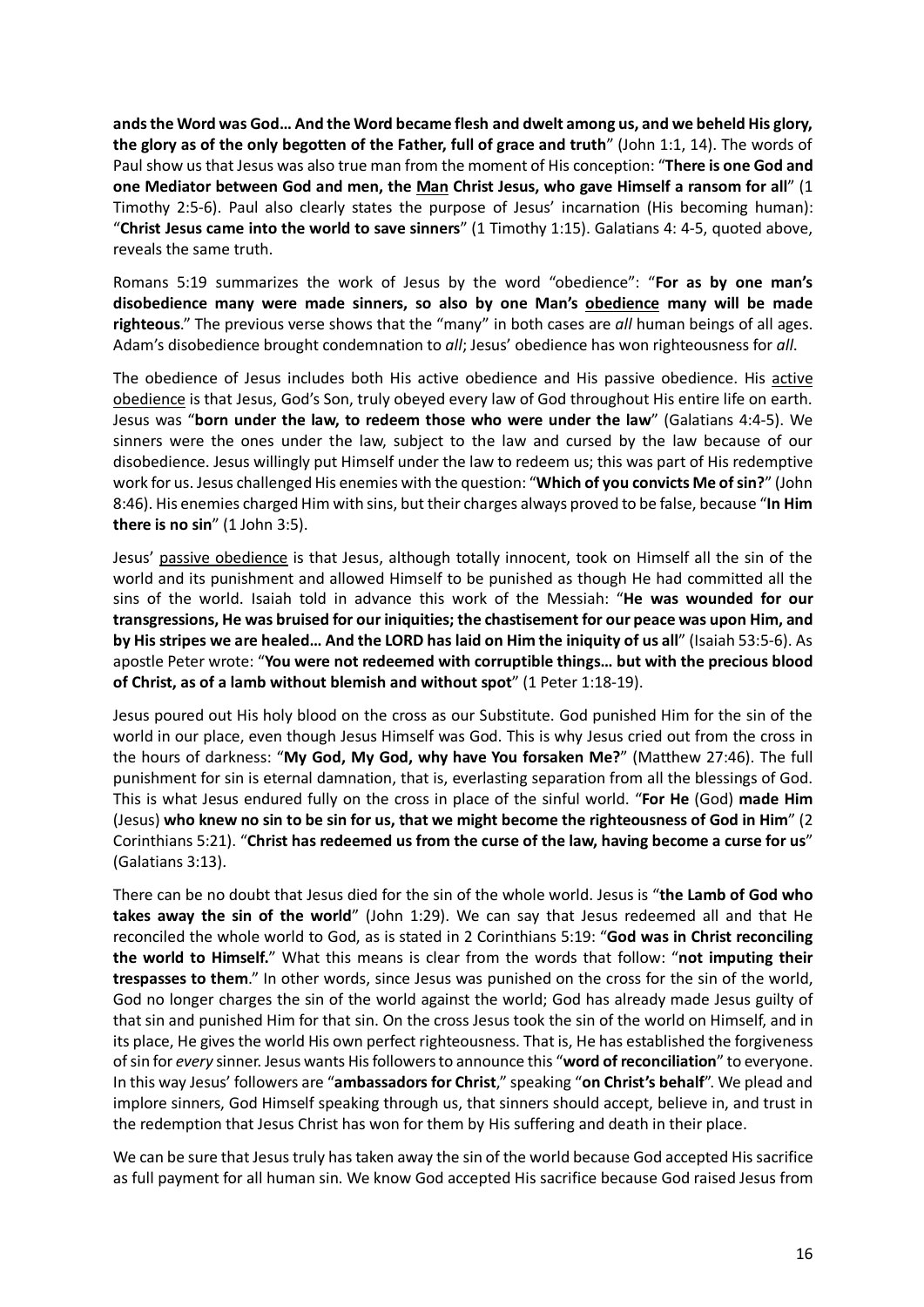**ands the Word was God… And the Word became flesh and dwelt among us, and we beheld His glory, the glory as of the only begotten of the Father, full of grace and truth**" (John 1:1, 14). The words of Paul show us that Jesus was also true man from the moment of His conception: "**There is one God and one Mediator between God and men, the <u>Man</u> Christ Jesus, who gave Himself a ransom for all**" (1 Timothy 2:5-6). Paul also clearly states the purpose of Jesus' incarnation (His becoming human): "**Christ Jesus came into the world to save sinners**" (1 Timothy 1:15). Galatians 4: 4-5, quoted above, reveals the same truth.

Romans 5:19 summarizes the work of Jesus by the word "obedience": "**For as by one man's disobedience many were made sinners, so also by one Man's <u>obedience</u> many will be made righteous**." The previous verse shows that the "many" in both cases are *all* human beings of all ages. Adam's disobedience brought condemnation to *all*; Jesus' obedience has won righteousness for *all*.

The obedience of Jesus includes both His active obedience and His passive obedience. His <u>active obedience</u> is that Jesus, God's Son, truly obeyed every law of God throughout His entire life on earth. Jesus was "**born under the law, to redeem those who were under the law**" (Galatians 4:4-5). We sinners were the ones under the law, subject to the law and cursed by the law because of our disobedience. Jesus willingly put Himself under the law to redeem us; this was part of His redemptive work for us. Jesus challenged His enemies with the question: "**Which of you convicts Me of sin?**" (John 8:46). His enemies charged Him with sins, but their charges always proved to be false, because "**In Him there is no sin**" (1 John 3:5).

Jesus' <u>passive obedience</u> is that Jesus, although totally innocent, took on Himself all the sin of the world and its punishment and allowed Himself to be punished as though He had committed all the sins of the world. Isaiah told in advance this work of the Messiah: "**He was wounded for our transgressions, He was bruised for our iniquities; the chastisement for our peace was upon Him, and by His stripes we are healed… And the LORD has laid on Him the iniquity of us all**" (Isaiah 53:5-6). As apostle Peter wrote: "**You were not redeemed with corruptible things… but with the precious blood of Christ, as of a lamb without blemish and without spot**" (1 Peter 1:18-19).

Jesus poured out His holy blood on the cross as our Substitute. God punished Him for the sin of the world in our place, even though Jesus Himself was God. This is why Jesus cried out from the cross in the hours of darkness: "**My God, My God, why have You forsaken Me?**" (Matthew 27:46). The full punishment for sin is eternal damnation, that is, everlasting separation from all the blessings of God. This is what Jesus endured fully on the cross in place of the sinful world. "**For He** (God) **made Him** (Jesus) **who knew no sin to be sin for us, that we might become the righteousness of God in Him**" (2 Corinthians 5:21). "**Christ has redeemed us from the curse of the law, having become a curse for us**" (Galatians 3:13).

There can be no doubt that Jesus died for the sin of the whole world. Jesus is "**the Lamb of God who takes away the sin of the world**" (John 1:29). We can say that Jesus redeemed all and that He reconciled the whole world to God, as is stated in 2 Corinthians 5:19: "**God was in Christ reconciling the world to Himself.**" What this means is clear from the words that follow: "**not imputing their trespasses to them**." In other words, since Jesus was punished on the cross for the sin of the world, God no longer charges the sin of the world against the world; God has already made Jesus guilty of that sin and punished Him for that sin. On the cross Jesus took the sin of the world on Himself, and in its place, He gives the world His own perfect righteousness. That is, He has established the forgiveness of sin for *every* sinner. Jesus wants His followers to announce this "**word of reconciliation**" to everyone. In this way Jesus' followers are "**ambassadors for Christ**," speaking "**on Christ's behalf**". We plead and implore sinners, God Himself speaking through us, that sinners should accept, believe in, and trust in the redemption that Jesus Christ has won for them by His suffering and death in their place.

We can be sure that Jesus truly has taken away the sin of the world because God accepted His sacrifice as full payment for all human sin. We know God accepted His sacrifice because God raised Jesus from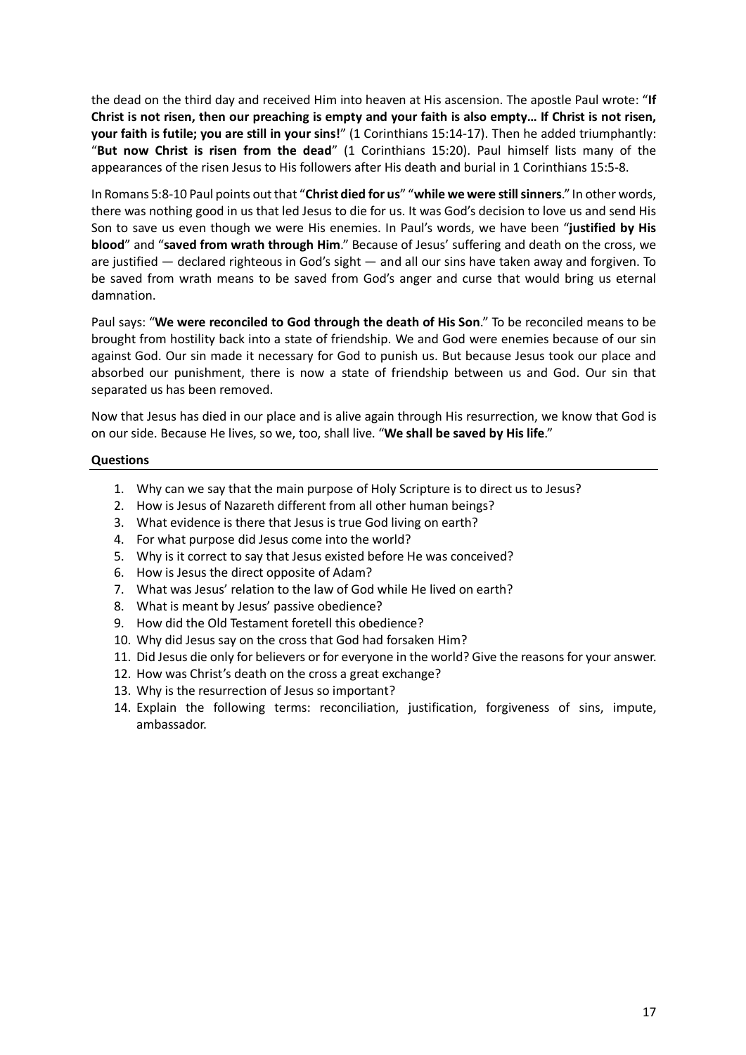the dead on the third day and received Him into heaven at His ascension. The apostle Paul wrote: "**If Christ is not risen, then our preaching is empty and your faith is also empty… If Christ is not risen, your faith is futile; you are still in your sins!**" (1 Corinthians 15:14-17). Then he added triumphantly: "**But now Christ is risen from the dead**" (1 Corinthians 15:20). Paul himself lists many of the appearances of the risen Jesus to His followers after His death and burial in 1 Corinthians 15:5-8.

In Romans 5:8-10 Paul points out that "**Christ died for us**" "**while we were still sinners**." In other words, there was nothing good in us that led Jesus to die for us. It was God's decision to love us and send His Son to save us even though we were His enemies. In Paul's words, we have been "**justified by His blood**" and "**saved from wrath through Him**." Because of Jesus' suffering and death on the cross, we are justified — declared righteous in God's sight — and all our sins have taken away and forgiven. To be saved from wrath means to be saved from God's anger and curse that would bring us eternal damnation.

Paul says: "**We were reconciled to God through the death of His Son**." To be reconciled means to be brought from hostility back into a state of friendship. We and God were enemies because of our sin against God. Our sin made it necessary for God to punish us. But because Jesus took our place and absorbed our punishment, there is now a state of friendship between us and God. Our sin that separated us has been removed.

Now that Jesus has died in our place and is alive again through His resurrection, we know that God is on our side. Because He lives, so we, too, shall live. "**We shall be saved by His life**."

**Questions**

1. Why can we say that the main purpose of Holy Scripture is to direct us to Jesus?
2. How is Jesus of Nazareth different from all other human beings?
3. What evidence is there that Jesus is true God living on earth?
4. For what purpose did Jesus come into the world?
5. Why is it correct to say that Jesus existed before He was conceived?
6. How is Jesus the direct opposite of Adam?
7. What was Jesus' relation to the law of God while He lived on earth?
8. What is meant by Jesus' passive obedience?
9. How did the Old Testament foretell this obedience?
10. Why did Jesus say on the cross that God had forsaken Him?
11. Did Jesus die only for believers or for everyone in the world? Give the reasons for your answer.
12. How was Christ's death on the cross a great exchange?
13. Why is the resurrection of Jesus so important?
14. Explain the following terms: reconciliation, justification, forgiveness of sins, impute, ambassador.